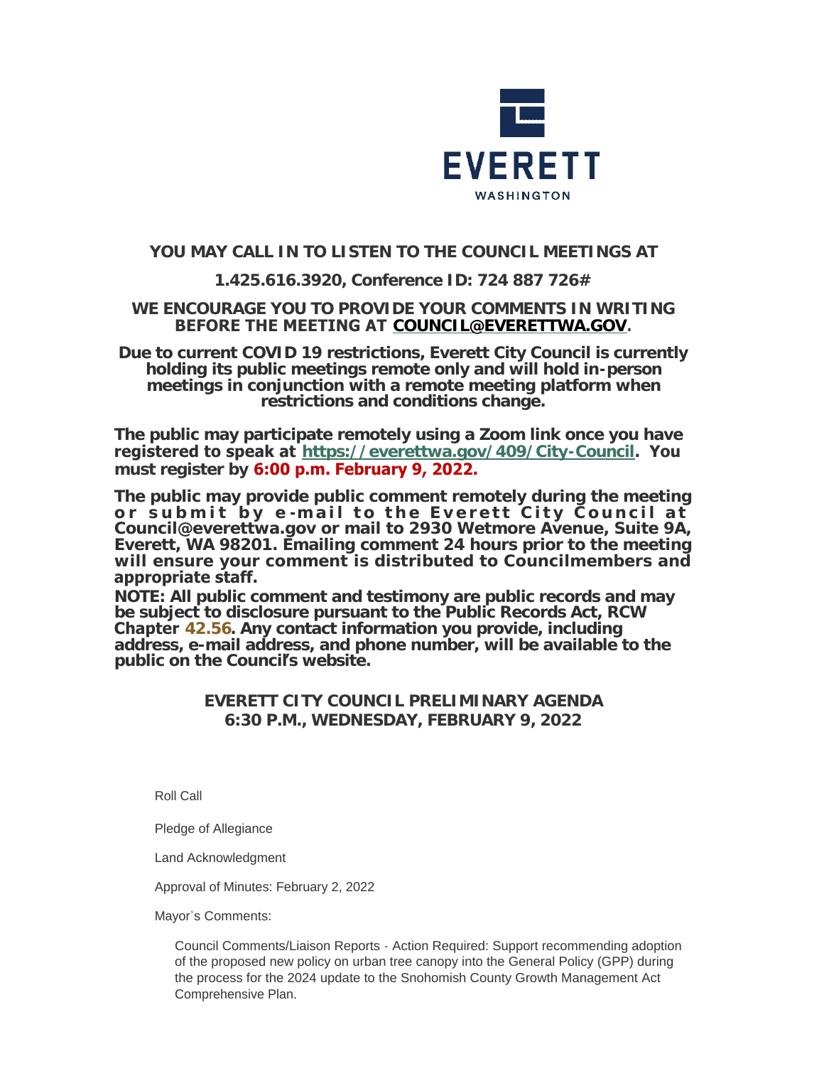EVERETT

WASHINGTON

**YOU MAY CALL IN TO LISTEN TO THE COUNCIL MEETINGS AT**

**1.425.616.3920, Conference ID: 724 887 726#**

**WE ENCOURAGE YOU TO PROVIDE YOUR COMMENTS IN WRITING BEFORE THE MEETING AT [COUNCIL@EVERETTWA.GOV](mailto:COUNCIL@EVERETTWA.GOV).**

**Due to current COVID 19 restrictions, Everett City Council is currently holding its public meetings remote only and will hold in-person meetings in conjunction with a remote meeting platform when restrictions and conditions change.**

**The public may participate remotely using a Zoom link once you have registered to speak at [https://everettwa.gov/409/City-Council](https://everettwa.gov/409/City-Council). You must register by 6:00 p.m. February 9, 2022.**

**The public may provide public comment remotely during the meeting or submit by e-mail to the Everett City Council at Council@everettwa.gov or mail to 2930 Wetmore Avenue, Suite 9A, Everett, WA 98201. Emailing comment 24 hours prior to the meeting will ensure your comment is distributed to Councilmembers and appropriate staff.**

**NOTE: All public comment and testimony are public records and may be subject to disclosure pursuant to the Public Records Act, RCW Chapter 42.56. Any contact information you provide, including address, e-mail address, and phone number, will be available to the public on the Council's website.**

**EVERETT CITY COUNCIL PRELIMINARY AGENDA**
**6:30 P.M., WEDNESDAY, FEBRUARY 9, 2022**

Roll Call

Pledge of Allegiance

Land Acknowledgment

Approval of Minutes: February 2, 2022

Mayor's Comments:

Council Comments/Liaison Reports - Action Required: Support recommending adoption of the proposed new policy on urban tree canopy into the General Policy (GPP) during the process for the 2024 update to the Snohomish County Growth Management Act Comprehensive Plan.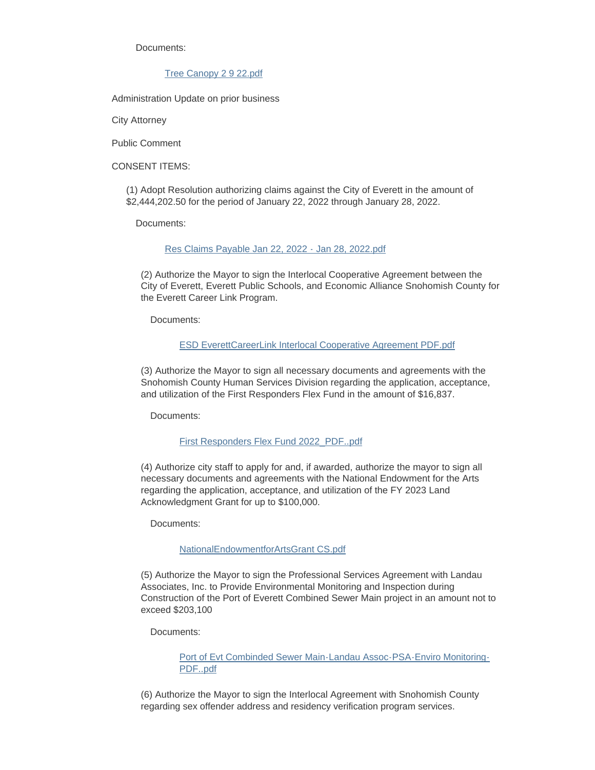Documents:

Tree Canopy 2 9 22.pdf

Administration Update on prior business

City Attorney

Public Comment

CONSENT ITEMS:

(1) Adopt Resolution authorizing claims against the City of Everett in the amount of $2,444,202.50 for the period of January 22, 2022 through January 28, 2022.

Documents:

Res Claims Payable Jan 22, 2022 - Jan 28, 2022.pdf

(2) Authorize the Mayor to sign the Interlocal Cooperative Agreement between the City of Everett, Everett Public Schools, and Economic Alliance Snohomish County for the Everett Career Link Program.

Documents:

ESD EverettCareerLink Interlocal Cooperative Agreement PDF.pdf

(3) Authorize the Mayor to sign all necessary documents and agreements with the Snohomish County Human Services Division regarding the application, acceptance, and utilization of the First Responders Flex Fund in the amount of $16,837.

Documents:

First Responders Flex Fund 2022_PDF..pdf

(4) Authorize city staff to apply for and, if awarded, authorize the mayor to sign all necessary documents and agreements with the National Endowment for the Arts regarding the application, acceptance, and utilization of the FY 2023 Land Acknowledgment Grant for up to $100,000.

Documents:

NationalEndowmentforArtsGrant CS.pdf

(5) Authorize the Mayor to sign the Professional Services Agreement with Landau Associates, Inc. to Provide Environmental Monitoring and Inspection during Construction of the Port of Everett Combined Sewer Main project in an amount not to exceed $203,100

Documents:

Port of Evt Combinded Sewer Main-Landau Assoc-PSA-Enviro Monitoring-PDF..pdf

(6) Authorize the Mayor to sign the Interlocal Agreement with Snohomish County regarding sex offender address and residency verification program services.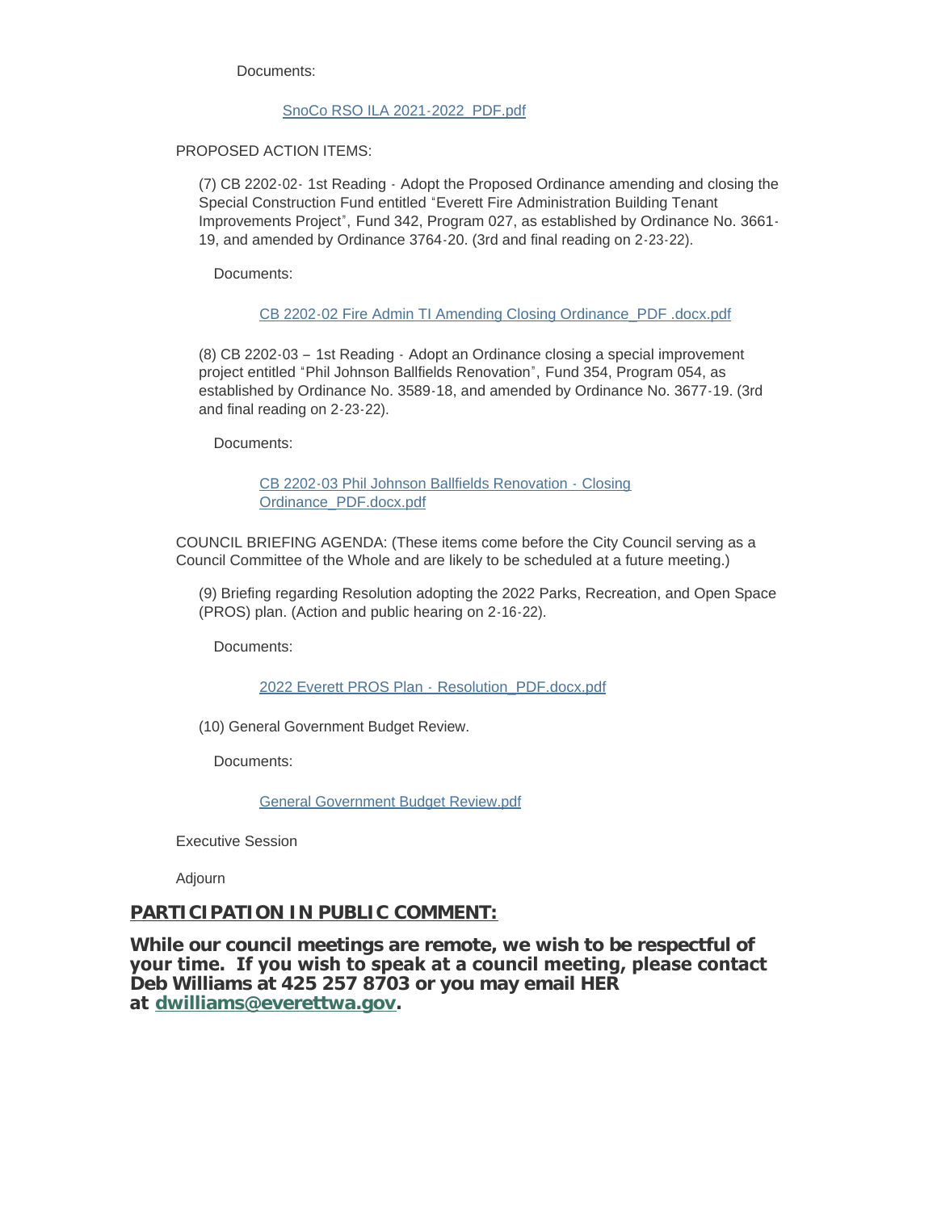Documents:

SnoCo RSO ILA 2021-2022_PDF.pdf

PROPOSED ACTION ITEMS:

(7) CB 2202-02- 1st Reading - Adopt the Proposed Ordinance amending and closing the Special Construction Fund entitled "Everett Fire Administration Building Tenant Improvements Project", Fund 342, Program 027, as established by Ordinance No. 3661-19, and amended by Ordinance 3764-20. (3rd and final reading on 2-23-22).

Documents:

CB 2202-02 Fire Admin TI Amending Closing Ordinance_PDF .docx.pdf

(8) CB 2202-03 – 1st Reading - Adopt an Ordinance closing a special improvement project entitled "Phil Johnson Ballfields Renovation", Fund 354, Program 054, as established by Ordinance No. 3589-18, and amended by Ordinance No. 3677-19. (3rd and final reading on 2-23-22).

Documents:

CB 2202-03 Phil Johnson Ballfields Renovation - Closing Ordinance_PDF.docx.pdf

COUNCIL BRIEFING AGENDA: (These items come before the City Council serving as a Council Committee of the Whole and are likely to be scheduled at a future meeting.)

(9) Briefing regarding Resolution adopting the 2022 Parks, Recreation, and Open Space (PROS) plan. (Action and public hearing on 2-16-22).

Documents:

2022 Everett PROS Plan - Resolution_PDF.docx.pdf

(10) General Government Budget Review.

Documents:

General Government Budget Review.pdf

Executive Session

Adjourn

## PARTICIPATION IN PUBLIC COMMENT:

**While our council meetings are remote, we wish to be respectful of your time. If you wish to speak at a council meeting, please contact Deb Williams at 425 257 8703 or you may email HER at dwilliams@everettwa.gov.**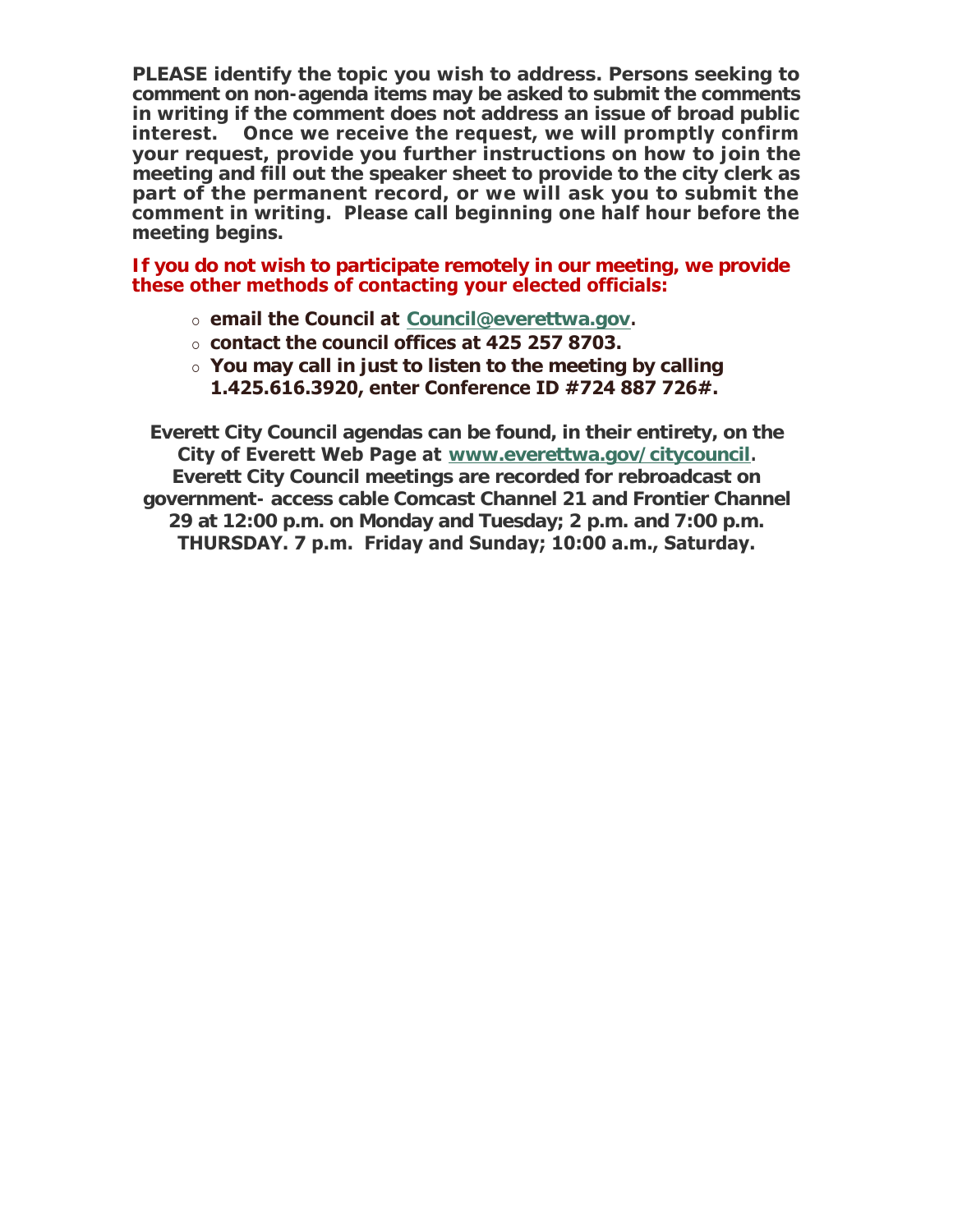**PLEASE identify the topic you wish to address. Persons seeking to comment on non-agenda items may be asked to submit the comments in writing if the comment does not address an issue of broad public interest. Once we receive the request, we will promptly confirm your request, provide you further instructions on how to join the meeting and fill out the speaker sheet to provide to the city clerk as part of the permanent record, or we will ask you to submit the comment in writing. Please call beginning one half hour before the meeting begins.**

**If you do not wish to participate remotely in our meeting, we provide these other methods of contacting your elected officials:**

- **email the Council at Council@everettwa.gov.**
- **contact the council offices at 425 257 8703.**
- **You may call in just to listen to the meeting by calling 1.425.616.3920, enter Conference ID #724 887 726#.**

**Everett City Council agendas can be found, in their entirety, on the City of Everett Web Page at www.everettwa.gov/citycouncil. Everett City Council meetings are recorded for rebroadcast on government- access cable Comcast Channel 21 and Frontier Channel 29 at 12:00 p.m. on Monday and Tuesday; 2 p.m. and 7:00 p.m. THURSDAY. 7 p.m. Friday and Sunday; 10:00 a.m., Saturday.**